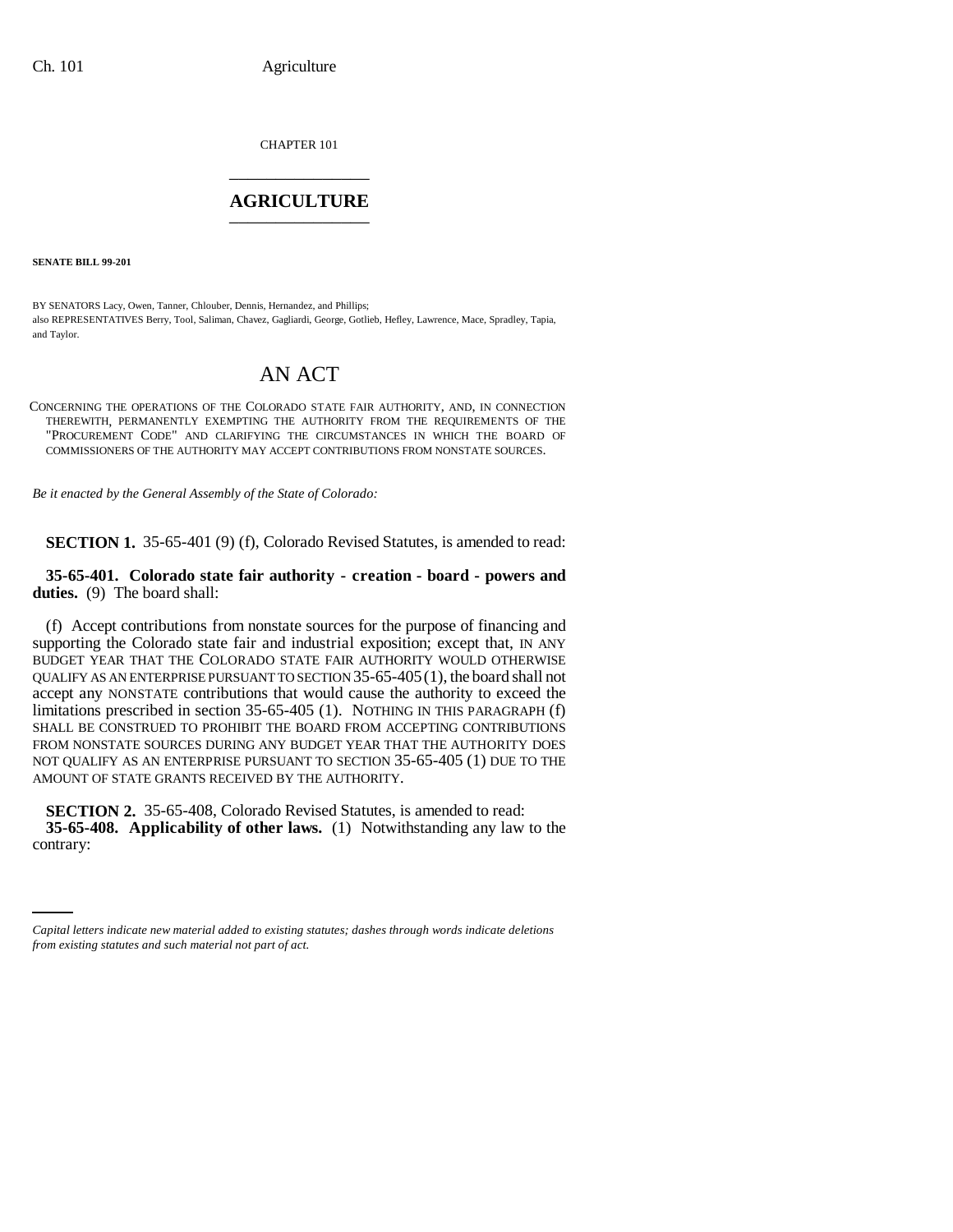CHAPTER 101

# AGRICULTURE

**SENATE BILL 99-201**

BY SENATORS Lacy, Owen, Tanner, Chlouber, Dennis, Hernandez, and Phillips;
also REPRESENTATIVES Berry, Tool, Saliman, Chavez, Gagliardi, George, Gotlieb, Hefley, Lawrence, Mace, Spradley, Tapia, and Taylor.

# AN ACT

CONCERNING THE OPERATIONS OF THE COLORADO STATE FAIR AUTHORITY, AND, IN CONNECTION THEREWITH, PERMANENTLY EXEMPTING THE AUTHORITY FROM THE REQUIREMENTS OF THE "PROCUREMENT CODE" AND CLARIFYING THE CIRCUMSTANCES IN WHICH THE BOARD OF COMMISSIONERS OF THE AUTHORITY MAY ACCEPT CONTRIBUTIONS FROM NONSTATE SOURCES.

*Be it enacted by the General Assembly of the State of Colorado:*

**SECTION 1.** 35-65-401 (9) (f), Colorado Revised Statutes, is amended to read:

**35-65-401. Colorado state fair authority - creation - board - powers and duties.** (9) The board shall:

(f) Accept contributions from nonstate sources for the purpose of financing and supporting the Colorado state fair and industrial exposition; except that, IN ANY BUDGET YEAR THAT THE COLORADO STATE FAIR AUTHORITY WOULD OTHERWISE QUALIFY AS AN ENTERPRISE PURSUANT TO SECTION 35-65-405 (1), the board shall not accept any NONSTATE contributions that would cause the authority to exceed the limitations prescribed in section 35-65-405 (1). NOTHING IN THIS PARAGRAPH (f) SHALL BE CONSTRUED TO PROHIBIT THE BOARD FROM ACCEPTING CONTRIBUTIONS FROM NONSTATE SOURCES DURING ANY BUDGET YEAR THAT THE AUTHORITY DOES NOT QUALIFY AS AN ENTERPRISE PURSUANT TO SECTION 35-65-405 (1) DUE TO THE AMOUNT OF STATE GRANTS RECEIVED BY THE AUTHORITY.

**SECTION 2.** 35-65-408, Colorado Revised Statutes, is amended to read:

**35-65-408. Applicability of other laws.** (1) Notwithstanding any law to the contrary:

*Capital letters indicate new material added to existing statutes; dashes through words indicate deletions from existing statutes and such material not part of act.*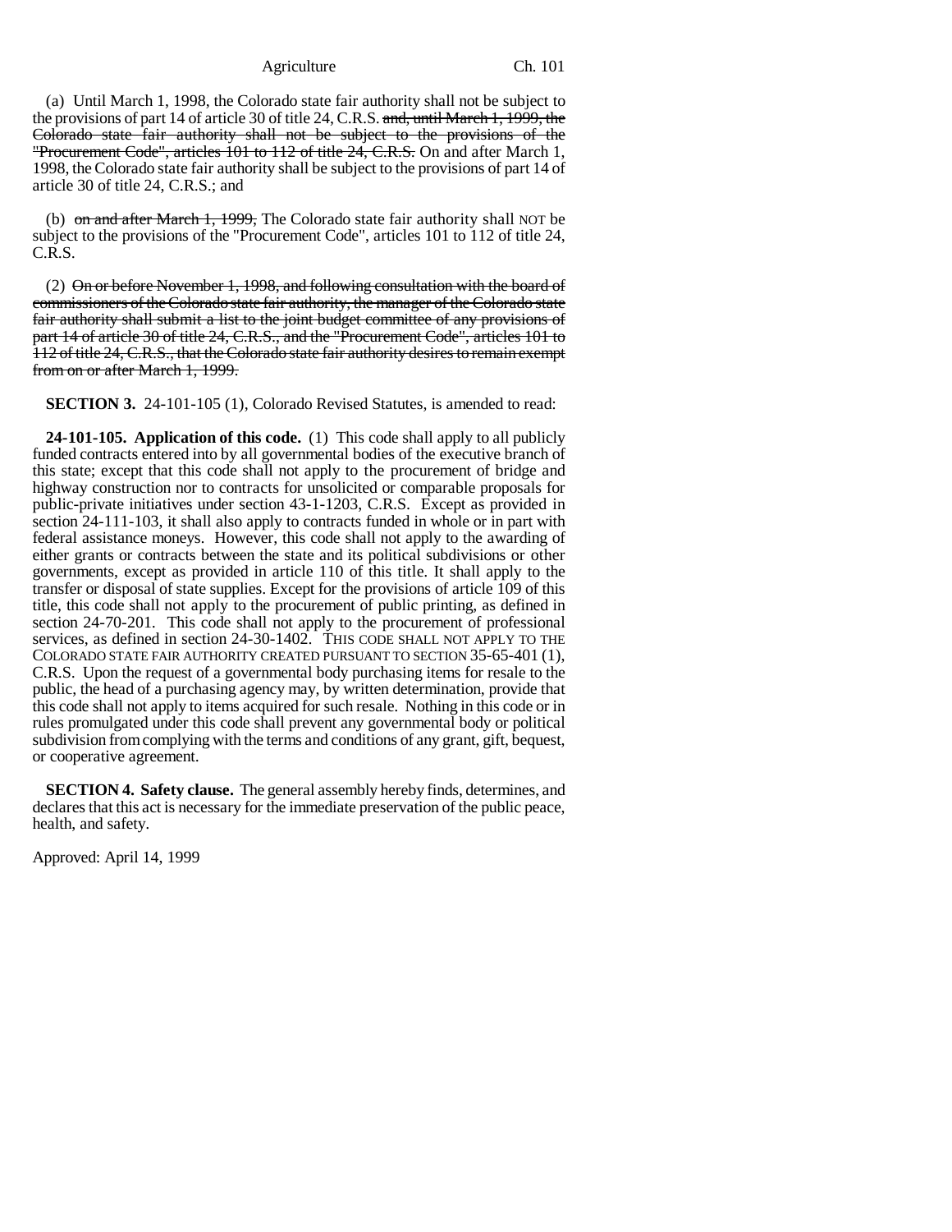(a) Until March 1, 1998, the Colorado state fair authority shall not be subject to the provisions of part 14 of article 30 of title 24, C.R.S. ~~and, until March 1, 1999, the Colorado state fair authority shall not be subject to the provisions of the "Procurement Code", articles 101 to 112 of title 24, C.R.S.~~ On and after March 1, 1998, the Colorado state fair authority shall be subject to the provisions of part 14 of article 30 of title 24, C.R.S.; and

(b) ~~on and after March 1, 1999,~~ The Colorado state fair authority shall NOT be subject to the provisions of the "Procurement Code", articles 101 to 112 of title 24, C.R.S.

(2) ~~On or before November 1, 1998, and following consultation with the board of commissioners of the Colorado state fair authority, the manager of the Colorado state fair authority shall submit a list to the joint budget committee of any provisions of part 14 of article 30 of title 24, C.R.S., and the "Procurement Code", articles 101 to 112 of title 24, C.R.S., that the Colorado state fair authority desires to remain exempt from on or after March 1, 1999.~~

**SECTION 3.** 24-101-105 (1), Colorado Revised Statutes, is amended to read:

**24-101-105. Application of this code.** (1) This code shall apply to all publicly funded contracts entered into by all governmental bodies of the executive branch of this state; except that this code shall not apply to the procurement of bridge and highway construction nor to contracts for unsolicited or comparable proposals for public-private initiatives under section 43-1-1203, C.R.S. Except as provided in section 24-111-103, it shall also apply to contracts funded in whole or in part with federal assistance moneys. However, this code shall not apply to the awarding of either grants or contracts between the state and its political subdivisions or other governments, except as provided in article 110 of this title. It shall apply to the transfer or disposal of state supplies. Except for the provisions of article 109 of this title, this code shall not apply to the procurement of public printing, as defined in section 24-70-201. This code shall not apply to the procurement of professional services, as defined in section 24-30-1402. THIS CODE SHALL NOT APPLY TO THE COLORADO STATE FAIR AUTHORITY CREATED PURSUANT TO SECTION 35-65-401 (1), C.R.S. Upon the request of a governmental body purchasing items for resale to the public, the head of a purchasing agency may, by written determination, provide that this code shall not apply to items acquired for such resale. Nothing in this code or in rules promulgated under this code shall prevent any governmental body or political subdivision from complying with the terms and conditions of any grant, gift, bequest, or cooperative agreement.

**SECTION 4. Safety clause.** The general assembly hereby finds, determines, and declares that this act is necessary for the immediate preservation of the public peace, health, and safety.

Approved: April 14, 1999